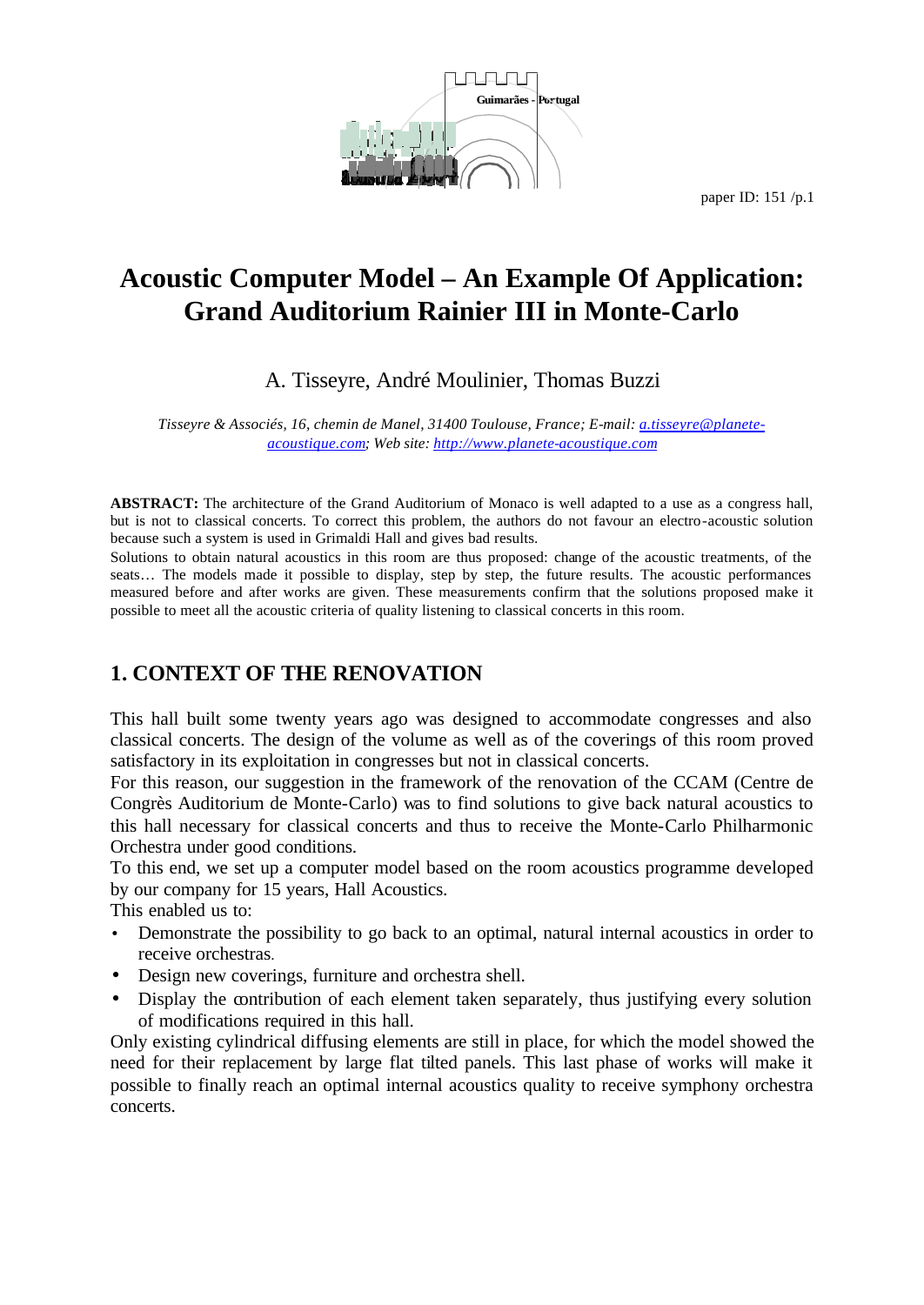# Acoustic Computer Model – An Example Of Application: Grand Auditorium Rainier III in Monte-Carlo

A. Tisseyre, André Moulinier, Thomas Buzzi

*Tisseyre & Associés, 16, chemin de Manel, 31400 Toulouse, France; E-mail: a.tisseyre@planete-acoustique.com; Web site: http://www.planete-acoustique.com*

**ABSTRACT:** The architecture of the Grand Auditorium of Monaco is well adapted to a use as a congress hall, but is not to classical concerts. To correct this problem, the authors do not favour an electro-acoustic solution because such a system is used in Grimaldi Hall and gives bad results.
Solutions to obtain natural acoustics in this room are thus proposed: change of the acoustic treatments, of the seats… The models made it possible to display, step by step, the future results. The acoustic performances measured before and after works are given. These measurements confirm that the solutions proposed make it possible to meet all the acoustic criteria of quality listening to classical concerts in this room.

## 1. CONTEXT OF THE RENOVATION

This hall built some twenty years ago was designed to accommodate congresses and also classical concerts. The design of the volume as well as of the coverings of this room proved satisfactory in its exploitation in congresses but not in classical concerts.
For this reason, our suggestion in the framework of the renovation of the CCAM (Centre de Congrès Auditorium de Monte-Carlo) was to find solutions to give back natural acoustics to this hall necessary for classical concerts and thus to receive the Monte-Carlo Philharmonic Orchestra under good conditions.
To this end, we set up a computer model based on the room acoustics programme developed by our company for 15 years, Hall Acoustics.
This enabled us to:

- Demonstrate the possibility to go back to an optimal, natural internal acoustics in order to receive orchestras.
- Design new coverings, furniture and orchestra shell.
- Display the contribution of each element taken separately, thus justifying every solution of modifications required in this hall.

Only existing cylindrical diffusing elements are still in place, for which the model showed the need for their replacement by large flat tilted panels. This last phase of works will make it possible to finally reach an optimal internal acoustics quality to receive symphony orchestra concerts.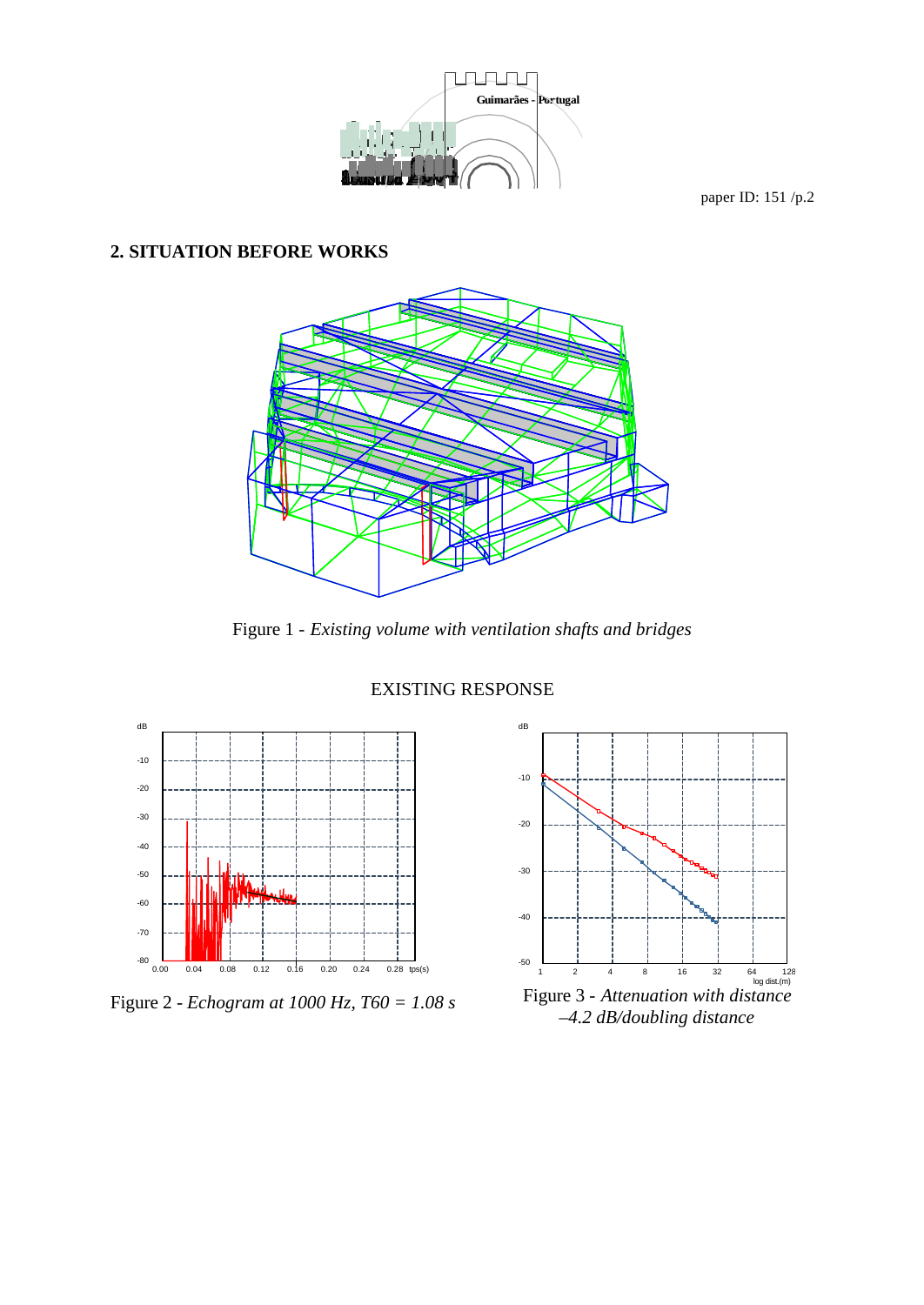## 2. SITUATION BEFORE WORKS

Figure 1 - *Existing volume with ventilation shafts and bridges*

EXISTING RESPONSE

Figure 2 - *Echogram at 1000 Hz, T60 = 1.08 s*

Figure 3 - *Attenuation with distance –4.2 dB/doubling distance*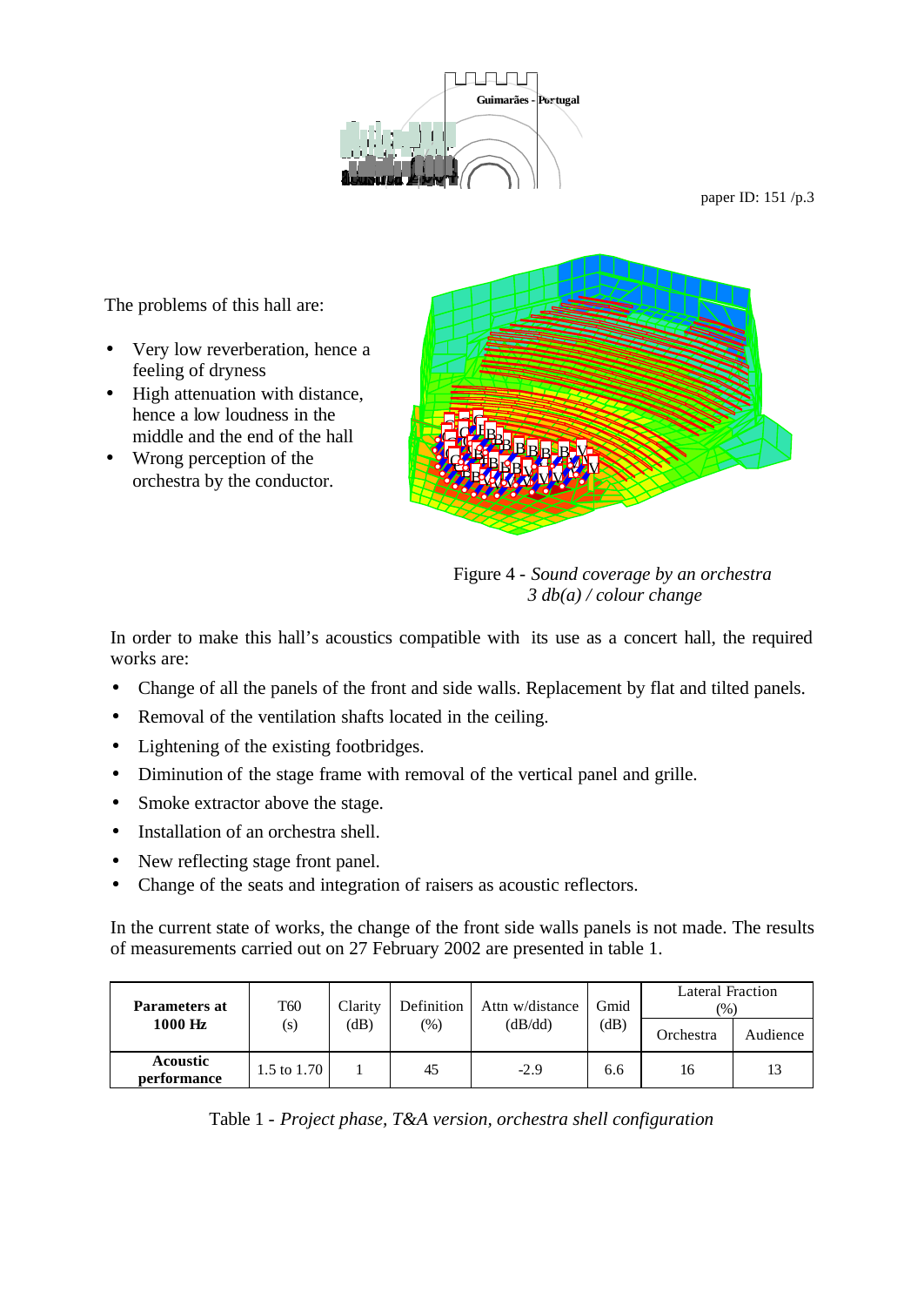The problems of this hall are:

- Very low reverberation, hence a feeling of dryness
- High attenuation with distance, hence a low loudness in the middle and the end of the hall
- Wrong perception of the orchestra by the conductor.

Figure 4 - *Sound coverage by an orchestra 3 db(a) / colour change*

In order to make this hall's acoustics compatible with its use as a concert hall, the required works are:

- Change of all the panels of the front and side walls. Replacement by flat and tilted panels.
- Removal of the ventilation shafts located in the ceiling.
- Lightening of the existing footbridges.
- Diminution of the stage frame with removal of the vertical panel and grille.
- Smoke extractor above the stage.
- Installation of an orchestra shell.
- New reflecting stage front panel.
- Change of the seats and integration of raisers as acoustic reflectors.

In the current state of works, the change of the front side walls panels is not made. The results of measurements carried out on 27 February 2002 are presented in table 1.

| **Parameters at 1000 Hz** | T60 (s) | Clarity (dB) | Definition (%) | Attn w/distance (dB/dd) | Gmid (dB) | Lateral Fraction (%) | |
|---|---|---|---|---|---|---|---|
| | | | | | | Orchestra | Audience |
| **Acoustic performance** | 1.5 to 1.70 | 1 | 45 | -2.9 | 6.6 | 16 | 13 |

Table 1 - *Project phase, T&A version, orchestra shell configuration*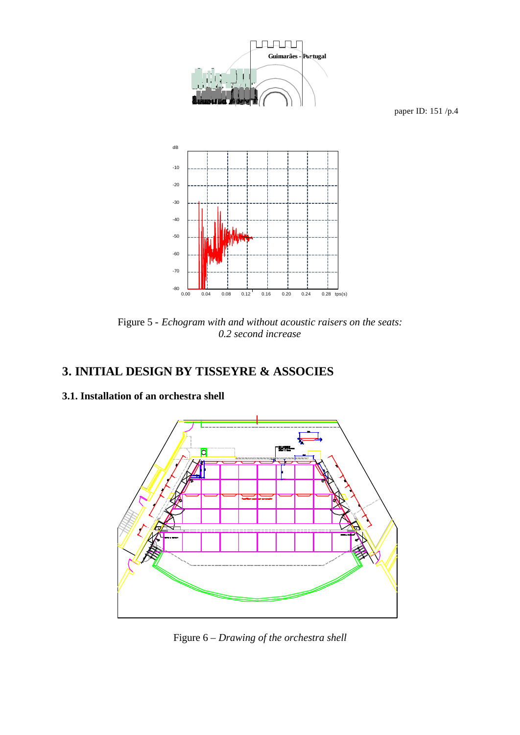Figure 5 - *Echogram with and without acoustic raisers on the seats: 0.2 second increase*

## 3. INITIAL DESIGN BY TISSEYRE & ASSOCIES

### 3.1. Installation of an orchestra shell

Figure 6 – *Drawing of the orchestra shell*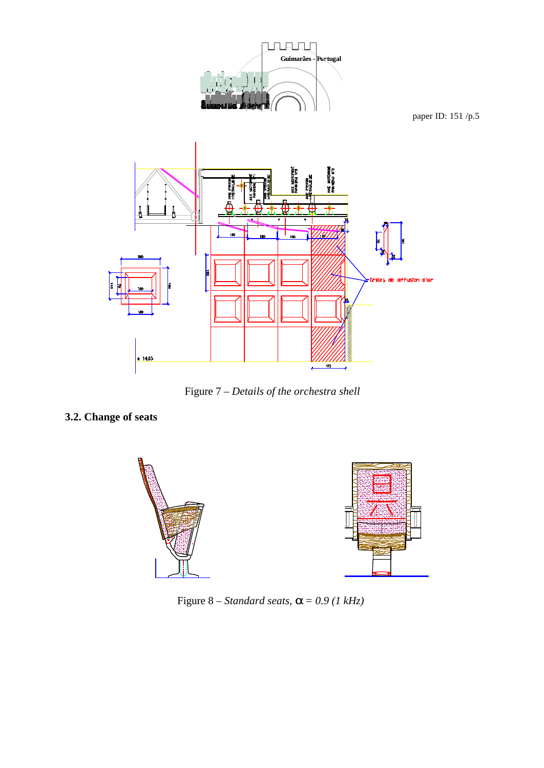Figure 7 – *Details of the orchestra shell*

## 3.2. Change of seats

Figure 8 – *Standard seats,* $\alpha$ *= 0.9 (1 kHz)*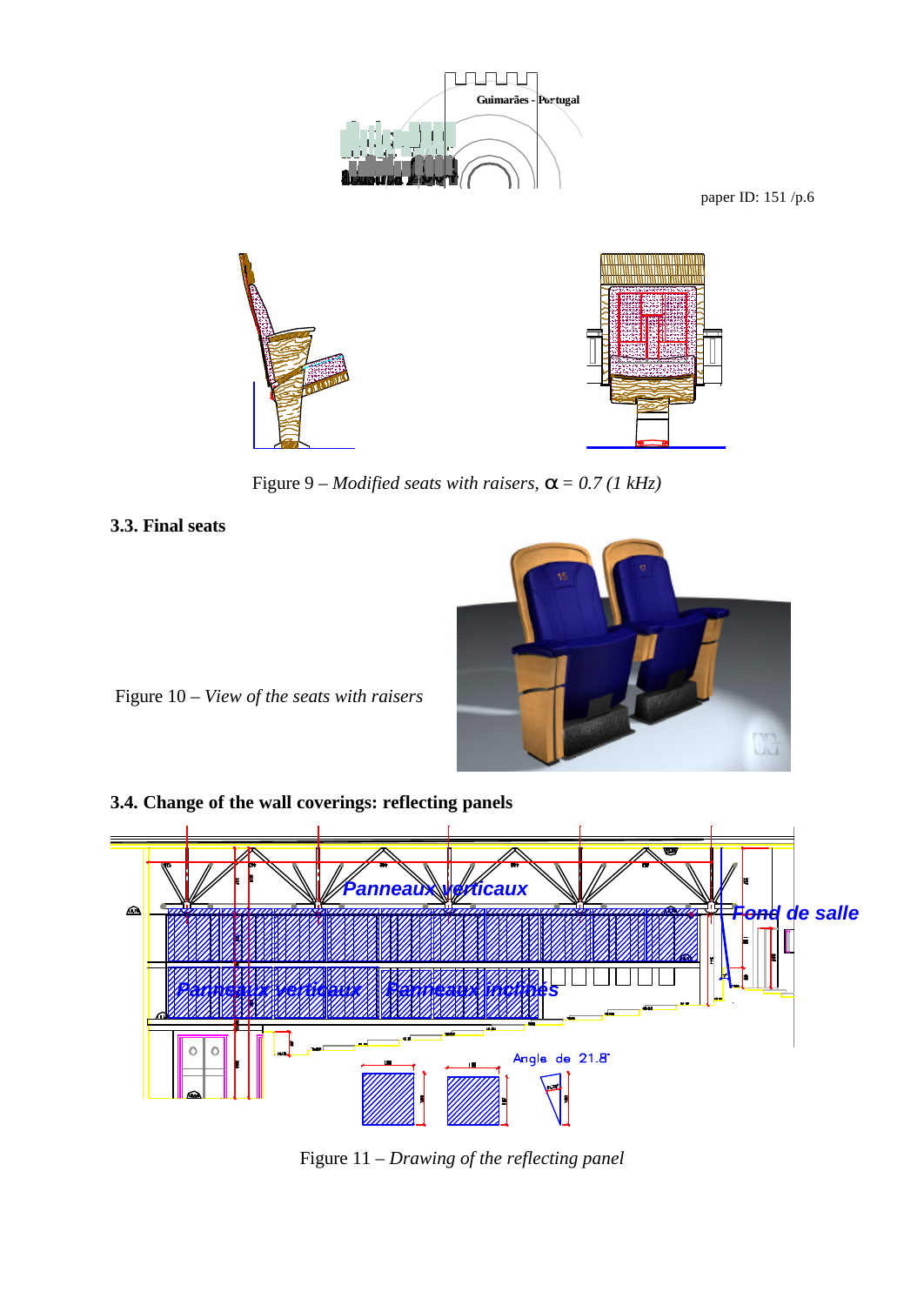Figure 9 – *Modified seats with raisers,* α = *0.7 (1 kHz)*

### 3.3. Final seats

Figure 10 – *View of the seats with raisers*

### 3.4. Change of the wall coverings: reflecting panels

Figure 11 – *Drawing of the reflecting panel*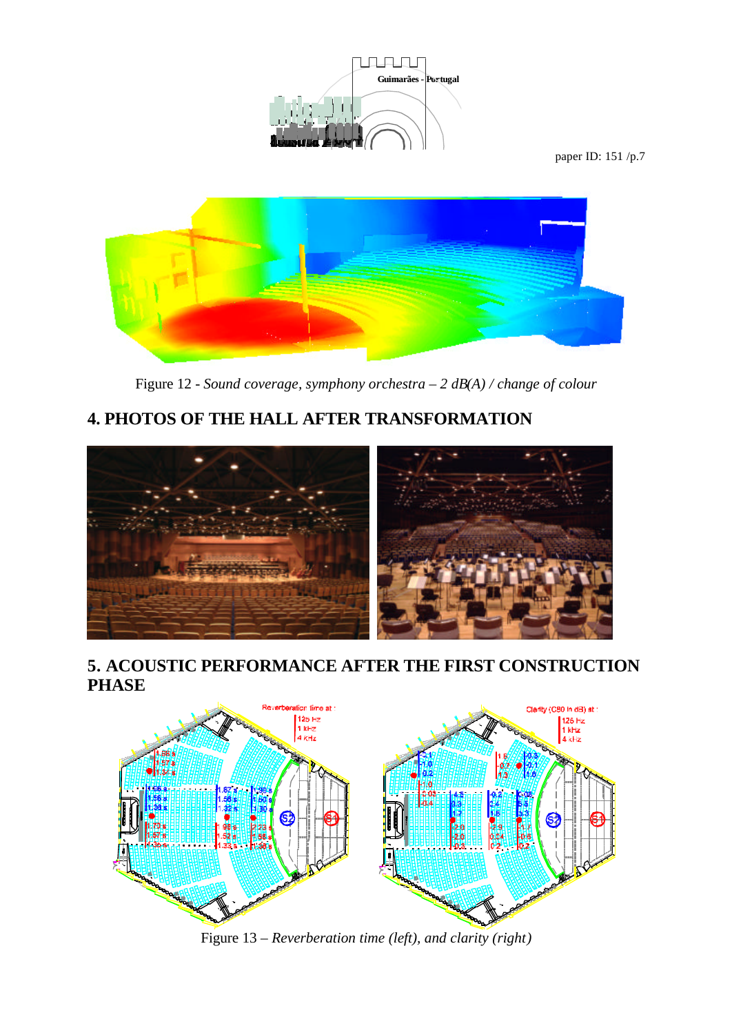Figure 12 - *Sound coverage, symphony orchestra – 2 dB(A) / change of colour*

## 4. PHOTOS OF THE HALL AFTER TRANSFORMATION

## 5. ACOUSTIC PERFORMANCE AFTER THE FIRST CONSTRUCTION PHASE

Figure 13 – *Reverberation time (left), and clarity (right)*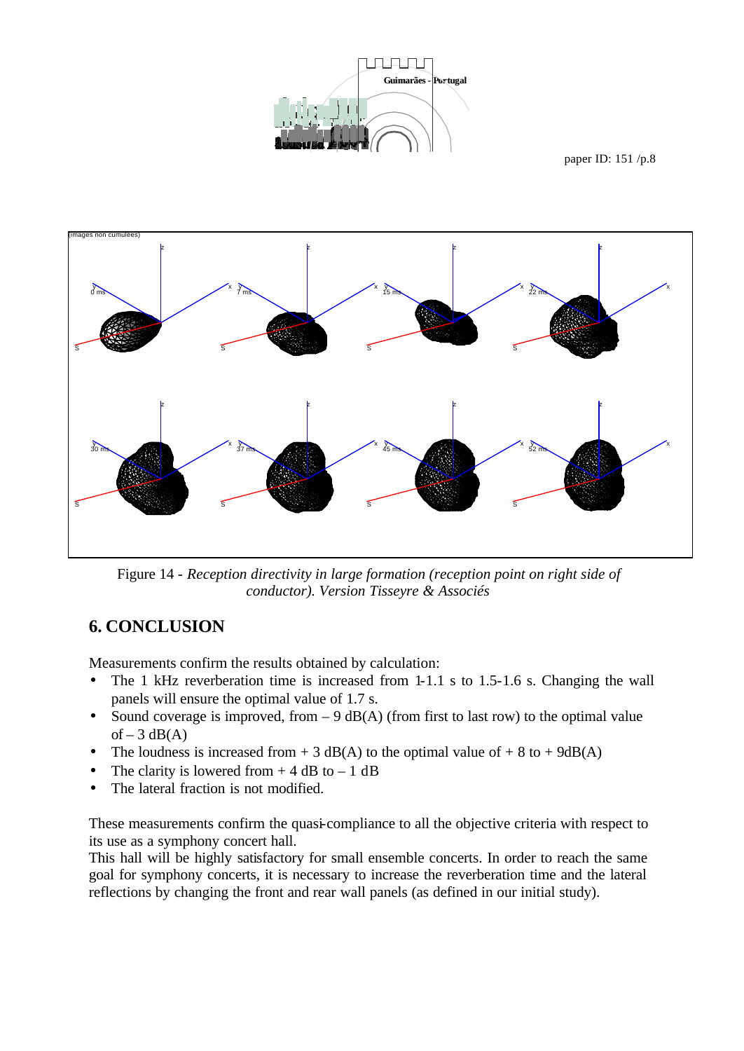(images non cumulées)

0 ms

7 ms

15 ms

22 ms

30 ms

37 ms

45 ms

52 ms

Figure 14 - *Reception directivity in large formation (reception point on right side of conductor). Version Tisseyre & Associés*

## 6. CONCLUSION

Measurements confirm the results obtained by calculation:

- The 1 kHz reverberation time is increased from 1-1.1 s to 1.5-1.6 s. Changing the wall panels will ensure the optimal value of 1.7 s.
- Sound coverage is improved, from – 9 dB(A) (from first to last row) to the optimal value of – 3 dB(A)
- The loudness is increased from + 3 dB(A) to the optimal value of + 8 to + 9dB(A)
- The clarity is lowered from + 4 dB to – 1 dB
- The lateral fraction is not modified.

These measurements confirm the quasi-compliance to all the objective criteria with respect to its use as a symphony concert hall.
This hall will be highly satisfactory for small ensemble concerts. In order to reach the same goal for symphony concerts, it is necessary to increase the reverberation time and the lateral reflections by changing the front and rear wall panels (as defined in our initial study).